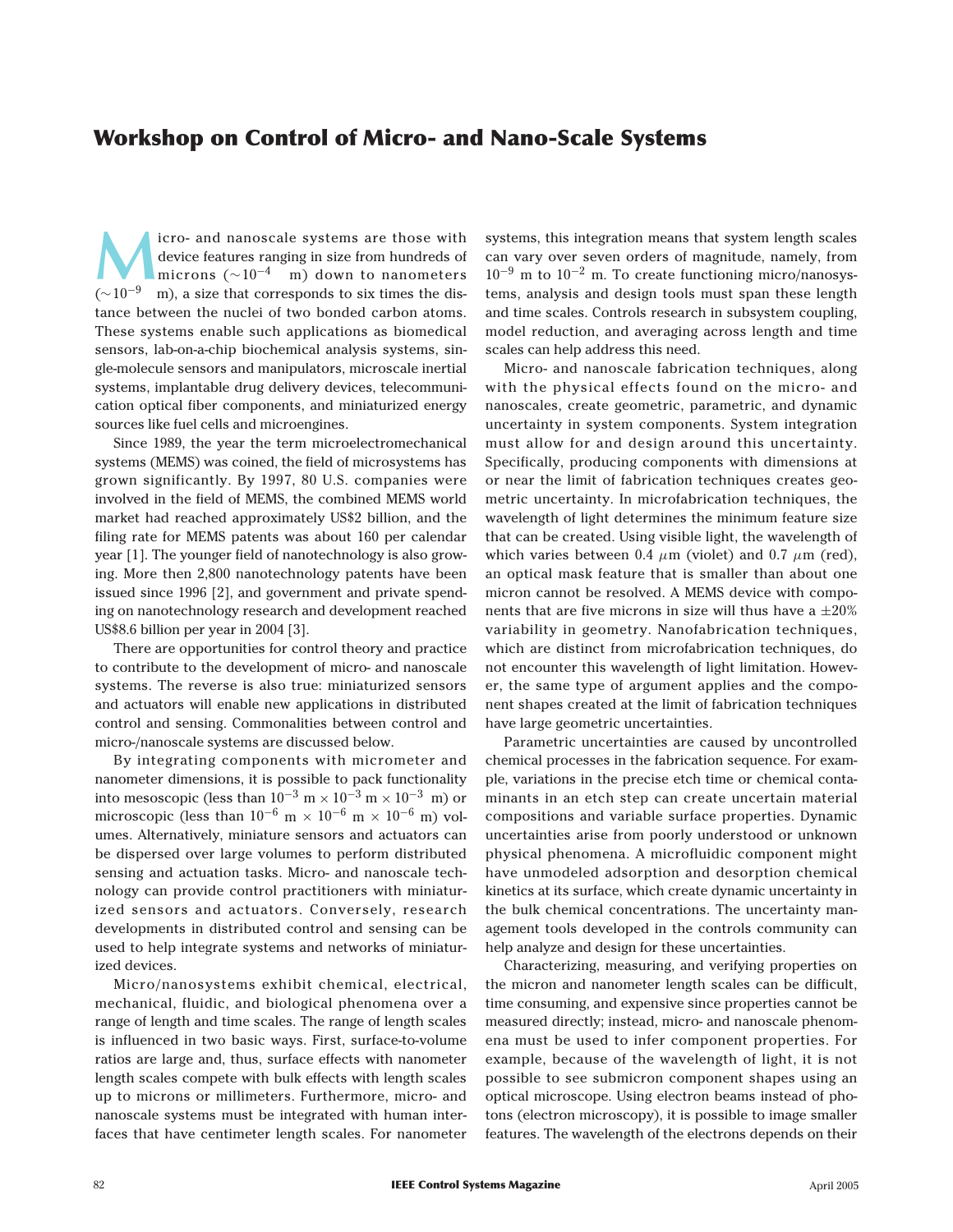# Workshop on Control of Micro- and Nano-Scale Systems

Micro- and nanoscale systems are those with device features ranging in size from hundreds of microns ($\sim 10^{-4}$ m) down to nanometers ($\sim 10^{-9}$ m), a size that corresponds to six times the distance between the nuclei of two bonded carbon atoms. These systems enable such applications as biomedical sensors, lab-on-a-chip biochemical analysis systems, single-molecule sensors and manipulators, microscale inertial systems, implantable drug delivery devices, telecommunication optical fiber components, and miniaturized energy sources like fuel cells and microengines.

Since 1989, the year the term microelectromechanical systems (MEMS) was coined, the field of microsystems has grown significantly. By 1997, 80 U.S. companies were involved in the field of MEMS, the combined MEMS world market had reached approximately US$2 billion, and the filing rate for MEMS patents was about 160 per calendar year [1]. The younger field of nanotechnology is also growing. More then 2,800 nanotechnology patents have been issued since 1996 [2], and government and private spending on nanotechnology research and development reached US$8.6 billion per year in 2004 [3].

There are opportunities for control theory and practice to contribute to the development of micro- and nanoscale systems. The reverse is also true: miniaturized sensors and actuators will enable new applications in distributed control and sensing. Commonalities between control and micro-/nanoscale systems are discussed below.

By integrating components with micrometer and nanometer dimensions, it is possible to pack functionality into mesoscopic (less than $10^{-3}$ m $\times$ $10^{-3}$ m $\times$ $10^{-3}$ m) or microscopic (less than $10^{-6}$ m $\times$ $10^{-6}$ m $\times$ $10^{-6}$ m) volumes. Alternatively, miniature sensors and actuators can be dispersed over large volumes to perform distributed sensing and actuation tasks. Micro- and nanoscale technology can provide control practitioners with miniaturized sensors and actuators. Conversely, research developments in distributed control and sensing can be used to help integrate systems and networks of miniaturized devices.

Micro/nanosystems exhibit chemical, electrical, mechanical, fluidic, and biological phenomena over a range of length and time scales. The range of length scales is influenced in two basic ways. First, surface-to-volume ratios are large and, thus, surface effects with nanometer length scales compete with bulk effects with length scales up to microns or millimeters. Furthermore, micro- and nanoscale systems must be integrated with human interfaces that have centimeter length scales. For nanometer systems, this integration means that system length scales can vary over seven orders of magnitude, namely, from $10^{-9}$ m to $10^{-2}$ m. To create functioning micro/nanosystems, analysis and design tools must span these length and time scales. Controls research in subsystem coupling, model reduction, and averaging across length and time scales can help address this need.

Micro- and nanoscale fabrication techniques, along with the physical effects found on the micro- and nanoscales, create geometric, parametric, and dynamic uncertainty in system components. System integration must allow for and design around this uncertainty. Specifically, producing components with dimensions at or near the limit of fabrication techniques creates geometric uncertainty. In microfabrication techniques, the wavelength of light determines the minimum feature size that can be created. Using visible light, the wavelength of which varies between 0.4 $\mu$m (violet) and 0.7 $\mu$m (red), an optical mask feature that is smaller than about one micron cannot be resolved. A MEMS device with components that are five microns in size will thus have a $\pm 20\%$ variability in geometry. Nanofabrication techniques, which are distinct from microfabrication techniques, do not encounter this wavelength of light limitation. However, the same type of argument applies and the component shapes created at the limit of fabrication techniques have large geometric uncertainties.

Parametric uncertainties are caused by uncontrolled chemical processes in the fabrication sequence. For example, variations in the precise etch time or chemical contaminants in an etch step can create uncertain material compositions and variable surface properties. Dynamic uncertainties arise from poorly understood or unknown physical phenomena. A microfluidic component might have unmodeled adsorption and desorption chemical kinetics at its surface, which create dynamic uncertainty in the bulk chemical concentrations. The uncertainty management tools developed in the controls community can help analyze and design for these uncertainties.

Characterizing, measuring, and verifying properties on the micron and nanometer length scales can be difficult, time consuming, and expensive since properties cannot be measured directly; instead, micro- and nanoscale phenomena must be used to infer component properties. For example, because of the wavelength of light, it is not possible to see submicron component shapes using an optical microscope. Using electron beams instead of photons (electron microscopy), it is possible to image smaller features. The wavelength of the electrons depends on their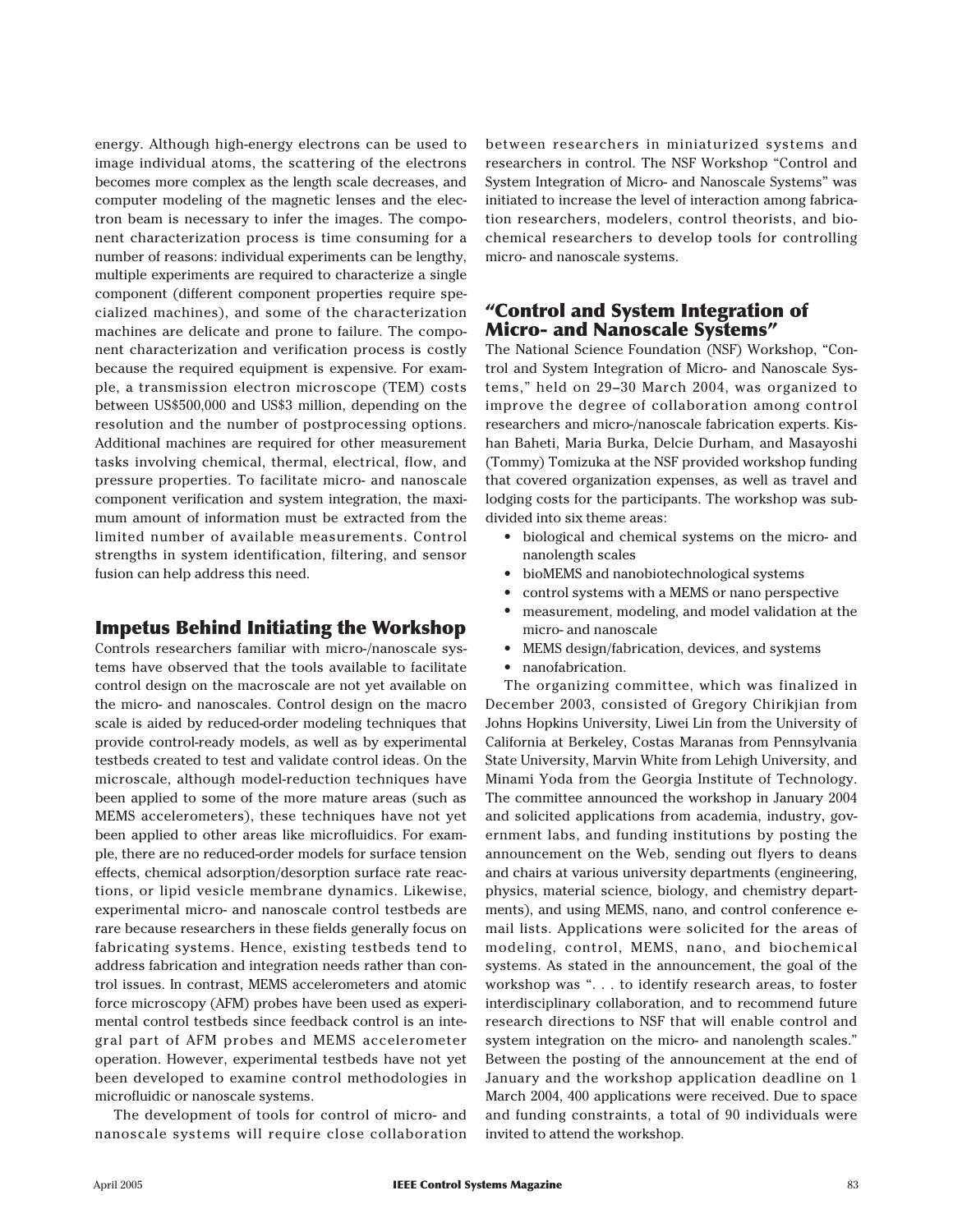energy. Although high-energy electrons can be used to image individual atoms, the scattering of the electrons becomes more complex as the length scale decreases, and computer modeling of the magnetic lenses and the electron beam is necessary to infer the images. The component characterization process is time consuming for a number of reasons: individual experiments can be lengthy, multiple experiments are required to characterize a single component (different component properties require specialized machines), and some of the characterization machines are delicate and prone to failure. The component characterization and verification process is costly because the required equipment is expensive. For example, a transmission electron microscope (TEM) costs between US$500,000 and US$3 million, depending on the resolution and the number of postprocessing options. Additional machines are required for other measurement tasks involving chemical, thermal, electrical, flow, and pressure properties. To facilitate micro- and nanoscale component verification and system integration, the maximum amount of information must be extracted from the limited number of available measurements. Control strengths in system identification, filtering, and sensor fusion can help address this need.

## Impetus Behind Initiating the Workshop

Controls researchers familiar with micro-/nanoscale systems have observed that the tools available to facilitate control design on the macroscale are not yet available on the micro- and nanoscales. Control design on the macro scale is aided by reduced-order modeling techniques that provide control-ready models, as well as by experimental testbeds created to test and validate control ideas. On the microscale, although model-reduction techniques have been applied to some of the more mature areas (such as MEMS accelerometers), these techniques have not yet been applied to other areas like microfluidics. For example, there are no reduced-order models for surface tension effects, chemical adsorption/desorption surface rate reactions, or lipid vesicle membrane dynamics. Likewise, experimental micro- and nanoscale control testbeds are rare because researchers in these fields generally focus on fabricating systems. Hence, existing testbeds tend to address fabrication and integration needs rather than control issues. In contrast, MEMS accelerometers and atomic force microscopy (AFM) probes have been used as experimental control testbeds since feedback control is an integral part of AFM probes and MEMS accelerometer operation. However, experimental testbeds have not yet been developed to examine control methodologies in microfluidic or nanoscale systems.

The development of tools for control of micro- and nanoscale systems will require close collaboration between researchers in miniaturized systems and researchers in control. The NSF Workshop "Control and System Integration of Micro- and Nanoscale Systems" was initiated to increase the level of interaction among fabrication researchers, modelers, control theorists, and biochemical researchers to develop tools for controlling micro- and nanoscale systems.

## "Control and System Integration of Micro- and Nanoscale Systems"

The National Science Foundation (NSF) Workshop, "Control and System Integration of Micro- and Nanoscale Systems," held on 29–30 March 2004, was organized to improve the degree of collaboration among control researchers and micro-/nanoscale fabrication experts. Kishan Baheti, Maria Burka, Delcie Durham, and Masayoshi (Tommy) Tomizuka at the NSF provided workshop funding that covered organization expenses, as well as travel and lodging costs for the participants. The workshop was subdivided into six theme areas:

- biological and chemical systems on the micro- and nanolength scales
- bioMEMS and nanobiotechnological systems
- control systems with a MEMS or nano perspective
- measurement, modeling, and model validation at the micro- and nanoscale
- MEMS design/fabrication, devices, and systems
- nanofabrication.

The organizing committee, which was finalized in December 2003, consisted of Gregory Chirikjian from Johns Hopkins University, Liwei Lin from the University of California at Berkeley, Costas Maranas from Pennsylvania State University, Marvin White from Lehigh University, and Minami Yoda from the Georgia Institute of Technology. The committee announced the workshop in January 2004 and solicited applications from academia, industry, government labs, and funding institutions by posting the announcement on the Web, sending out flyers to deans and chairs at various university departments (engineering, physics, material science, biology, and chemistry departments), and using MEMS, nano, and control conference e-mail lists. Applications were solicited for the areas of modeling, control, MEMS, nano, and biochemical systems. As stated in the announcement, the goal of the workshop was ". . . to identify research areas, to foster interdisciplinary collaboration, and to recommend future research directions to NSF that will enable control and system integration on the micro- and nanolength scales." Between the posting of the announcement at the end of January and the workshop application deadline on 1 March 2004, 400 applications were received. Due to space and funding constraints, a total of 90 individuals were invited to attend the workshop.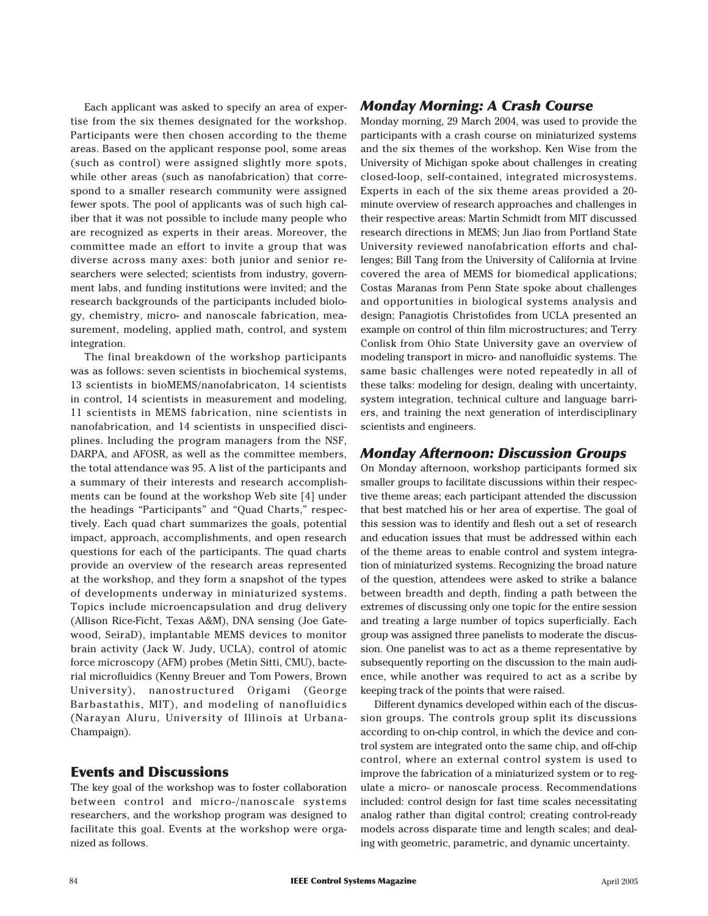Each applicant was asked to specify an area of expertise from the six themes designated for the workshop. Participants were then chosen according to the theme areas. Based on the applicant response pool, some areas (such as control) were assigned slightly more spots, while other areas (such as nanofabrication) that correspond to a smaller research community were assigned fewer spots. The pool of applicants was of such high caliber that it was not possible to include many people who are recognized as experts in their areas. Moreover, the committee made an effort to invite a group that was diverse across many axes: both junior and senior researchers were selected; scientists from industry, government labs, and funding institutions were invited; and the research backgrounds of the participants included biology, chemistry, micro- and nanoscale fabrication, measurement, modeling, applied math, control, and system integration.

The final breakdown of the workshop participants was as follows: seven scientists in biochemical systems, 13 scientists in bioMEMS/nanofabricaton, 14 scientists in control, 14 scientists in measurement and modeling, 11 scientists in MEMS fabrication, nine scientists in nanofabrication, and 14 scientists in unspecified disciplines. Including the program managers from the NSF, DARPA, and AFOSR, as well as the committee members, the total attendance was 95. A list of the participants and a summary of their interests and research accomplishments can be found at the workshop Web site [4] under the headings "Participants" and "Quad Charts," respectively. Each quad chart summarizes the goals, potential impact, approach, accomplishments, and open research questions for each of the participants. The quad charts provide an overview of the research areas represented at the workshop, and they form a snapshot of the types of developments underway in miniaturized systems. Topics include microencapsulation and drug delivery (Allison Rice-Ficht, Texas A&M), DNA sensing (Joe Gatewood, SeiraD), implantable MEMS devices to monitor brain activity (Jack W. Judy, UCLA), control of atomic force microscopy (AFM) probes (Metin Sitti, CMU), bacterial microfluidics (Kenny Breuer and Tom Powers, Brown University), nanostructured Origami (George Barbastathis, MIT), and modeling of nanofluidics (Narayan Aluru, University of Illinois at Urbana-Champaign).

## Events and Discussions

The key goal of the workshop was to foster collaboration between control and micro-/nanoscale systems researchers, and the workshop program was designed to facilitate this goal. Events at the workshop were organized as follows.

### *Monday Morning: A Crash Course*

Monday morning, 29 March 2004, was used to provide the participants with a crash course on miniaturized systems and the six themes of the workshop. Ken Wise from the University of Michigan spoke about challenges in creating closed-loop, self-contained, integrated microsystems. Experts in each of the six theme areas provided a 20-minute overview of research approaches and challenges in their respective areas: Martin Schmidt from MIT discussed research directions in MEMS; Jun Jiao from Portland State University reviewed nanofabrication efforts and challenges; Bill Tang from the University of California at Irvine covered the area of MEMS for biomedical applications; Costas Maranas from Penn State spoke about challenges and opportunities in biological systems analysis and design; Panagiotis Christofides from UCLA presented an example on control of thin film microstructures; and Terry Conlisk from Ohio State University gave an overview of modeling transport in micro- and nanofluidic systems. The same basic challenges were noted repeatedly in all of these talks: modeling for design, dealing with uncertainty, system integration, technical culture and language barriers, and training the next generation of interdisciplinary scientists and engineers.

### *Monday Afternoon: Discussion Groups*

On Monday afternoon, workshop participants formed six smaller groups to facilitate discussions within their respective theme areas; each participant attended the discussion that best matched his or her area of expertise. The goal of this session was to identify and flesh out a set of research and education issues that must be addressed within each of the theme areas to enable control and system integration of miniaturized systems. Recognizing the broad nature of the question, attendees were asked to strike a balance between breadth and depth, finding a path between the extremes of discussing only one topic for the entire session and treating a large number of topics superficially. Each group was assigned three panelists to moderate the discussion. One panelist was to act as a theme representative by subsequently reporting on the discussion to the main audience, while another was required to act as a scribe by keeping track of the points that were raised.

Different dynamics developed within each of the discussion groups. The controls group split its discussions according to on-chip control, in which the device and control system are integrated onto the same chip, and off-chip control, where an external control system is used to improve the fabrication of a miniaturized system or to regulate a micro- or nanoscale process. Recommendations included: control design for fast time scales necessitating analog rather than digital control; creating control-ready models across disparate time and length scales; and dealing with geometric, parametric, and dynamic uncertainty.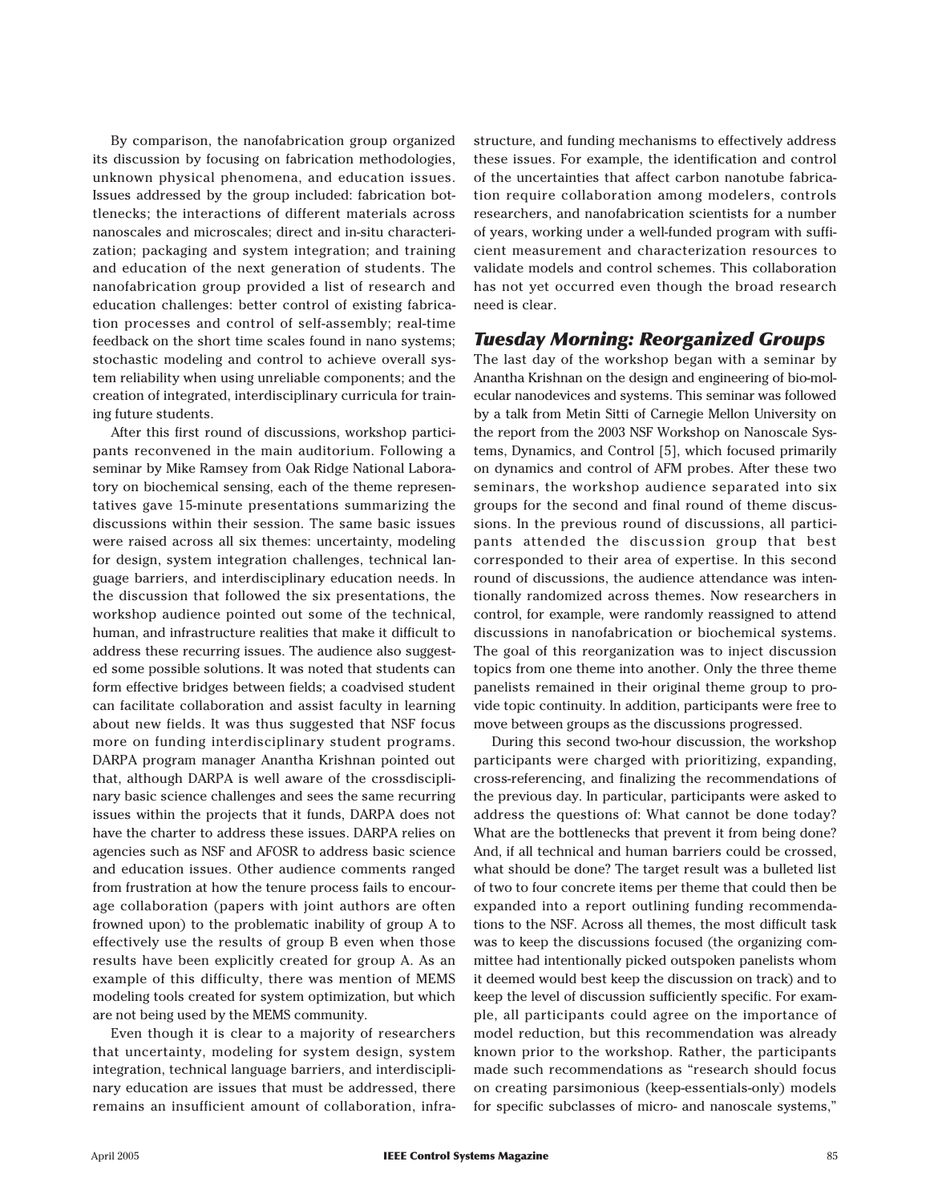By comparison, the nanofabrication group organized its discussion by focusing on fabrication methodologies, unknown physical phenomena, and education issues. Issues addressed by the group included: fabrication bottlenecks; the interactions of different materials across nanoscales and microscales; direct and in-situ characterization; packaging and system integration; and training and education of the next generation of students. The nanofabrication group provided a list of research and education challenges: better control of existing fabrication processes and control of self-assembly; real-time feedback on the short time scales found in nano systems; stochastic modeling and control to achieve overall system reliability when using unreliable components; and the creation of integrated, interdisciplinary curricula for training future students.

After this first round of discussions, workshop participants reconvened in the main auditorium. Following a seminar by Mike Ramsey from Oak Ridge National Laboratory on biochemical sensing, each of the theme representatives gave 15-minute presentations summarizing the discussions within their session. The same basic issues were raised across all six themes: uncertainty, modeling for design, system integration challenges, technical language barriers, and interdisciplinary education needs. In the discussion that followed the six presentations, the workshop audience pointed out some of the technical, human, and infrastructure realities that make it difficult to address these recurring issues. The audience also suggested some possible solutions. It was noted that students can form effective bridges between fields; a coadvised student can facilitate collaboration and assist faculty in learning about new fields. It was thus suggested that NSF focus more on funding interdisciplinary student programs. DARPA program manager Anantha Krishnan pointed out that, although DARPA is well aware of the crossdisciplinary basic science challenges and sees the same recurring issues within the projects that it funds, DARPA does not have the charter to address these issues. DARPA relies on agencies such as NSF and AFOSR to address basic science and education issues. Other audience comments ranged from frustration at how the tenure process fails to encourage collaboration (papers with joint authors are often frowned upon) to the problematic inability of group A to effectively use the results of group B even when those results have been explicitly created for group A. As an example of this difficulty, there was mention of MEMS modeling tools created for system optimization, but which are not being used by the MEMS community.

Even though it is clear to a majority of researchers that uncertainty, modeling for system design, system integration, technical language barriers, and interdisciplinary education are issues that must be addressed, there remains an insufficient amount of collaboration, infrastructure, and funding mechanisms to effectively address these issues. For example, the identification and control of the uncertainties that affect carbon nanotube fabrication require collaboration among modelers, controls researchers, and nanofabrication scientists for a number of years, working under a well-funded program with sufficient measurement and characterization resources to validate models and control schemes. This collaboration has not yet occurred even though the broad research need is clear.

## *Tuesday Morning: Reorganized Groups*

The last day of the workshop began with a seminar by Anantha Krishnan on the design and engineering of bio-molecular nanodevices and systems. This seminar was followed by a talk from Metin Sitti of Carnegie Mellon University on the report from the 2003 NSF Workshop on Nanoscale Systems, Dynamics, and Control [5], which focused primarily on dynamics and control of AFM probes. After these two seminars, the workshop audience separated into six groups for the second and final round of theme discussions. In the previous round of discussions, all participants attended the discussion group that best corresponded to their area of expertise. In this second round of discussions, the audience attendance was intentionally randomized across themes. Now researchers in control, for example, were randomly reassigned to attend discussions in nanofabrication or biochemical systems. The goal of this reorganization was to inject discussion topics from one theme into another. Only the three theme panelists remained in their original theme group to provide topic continuity. In addition, participants were free to move between groups as the discussions progressed.

During this second two-hour discussion, the workshop participants were charged with prioritizing, expanding, cross-referencing, and finalizing the recommendations of the previous day. In particular, participants were asked to address the questions of: What cannot be done today? What are the bottlenecks that prevent it from being done? And, if all technical and human barriers could be crossed, what should be done? The target result was a bulleted list of two to four concrete items per theme that could then be expanded into a report outlining funding recommendations to the NSF. Across all themes, the most difficult task was to keep the discussions focused (the organizing committee had intentionally picked outspoken panelists whom it deemed would best keep the discussion on track) and to keep the level of discussion sufficiently specific. For example, all participants could agree on the importance of model reduction, but this recommendation was already known prior to the workshop. Rather, the participants made such recommendations as "research should focus on creating parsimonious (keep-essentials-only) models for specific subclasses of micro- and nanoscale systems,"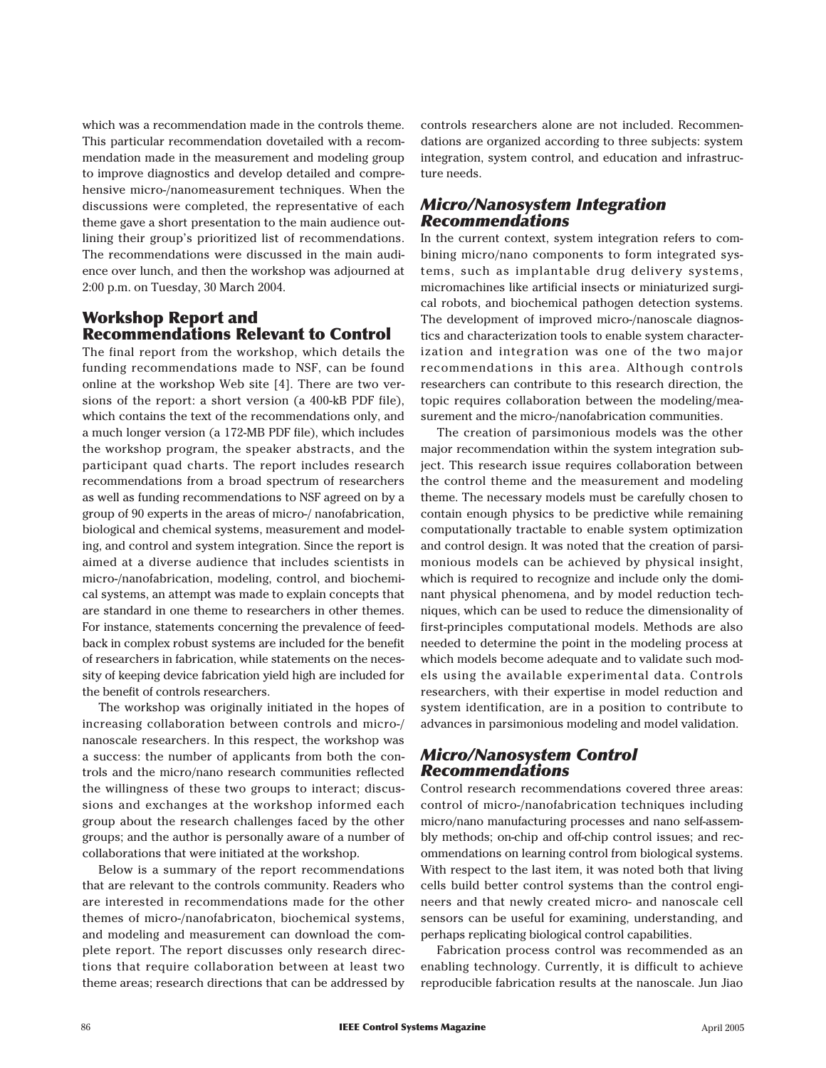which was a recommendation made in the controls theme. This particular recommendation dovetailed with a recommendation made in the measurement and modeling group to improve diagnostics and develop detailed and comprehensive micro-/nanomeasurement techniques. When the discussions were completed, the representative of each theme gave a short presentation to the main audience outlining their group's prioritized list of recommendations. The recommendations were discussed in the main audience over lunch, and then the workshop was adjourned at 2:00 p.m. on Tuesday, 30 March 2004.

## Workshop Report and Recommendations Relevant to Control

The final report from the workshop, which details the funding recommendations made to NSF, can be found online at the workshop Web site [4]. There are two versions of the report: a short version (a 400-kB PDF file), which contains the text of the recommendations only, and a much longer version (a 172-MB PDF file), which includes the workshop program, the speaker abstracts, and the participant quad charts. The report includes research recommendations from a broad spectrum of researchers as well as funding recommendations to NSF agreed on by a group of 90 experts in the areas of micro-/ nanofabrication, biological and chemical systems, measurement and modeling, and control and system integration. Since the report is aimed at a diverse audience that includes scientists in micro-/nanofabrication, modeling, control, and biochemical systems, an attempt was made to explain concepts that are standard in one theme to researchers in other themes. For instance, statements concerning the prevalence of feedback in complex robust systems are included for the benefit of researchers in fabrication, while statements on the necessity of keeping device fabrication yield high are included for the benefit of controls researchers.

The workshop was originally initiated in the hopes of increasing collaboration between controls and micro-/ nanoscale researchers. In this respect, the workshop was a success: the number of applicants from both the controls and the micro/nano research communities reflected the willingness of these two groups to interact; discussions and exchanges at the workshop informed each group about the research challenges faced by the other groups; and the author is personally aware of a number of collaborations that were initiated at the workshop.

Below is a summary of the report recommendations that are relevant to the controls community. Readers who are interested in recommendations made for the other themes of micro-/nanofabricaton, biochemical systems, and modeling and measurement can download the complete report. The report discusses only research directions that require collaboration between at least two theme areas; research directions that can be addressed by controls researchers alone are not included. Recommendations are organized according to three subjects: system integration, system control, and education and infrastructure needs.

### *Micro/Nanosystem Integration Recommendations*

In the current context, system integration refers to combining micro/nano components to form integrated systems, such as implantable drug delivery systems, micromachines like artificial insects or miniaturized surgical robots, and biochemical pathogen detection systems. The development of improved micro-/nanoscale diagnostics and characterization tools to enable system characterization and integration was one of the two major recommendations in this area. Although controls researchers can contribute to this research direction, the topic requires collaboration between the modeling/measurement and the micro-/nanofabrication communities.

The creation of parsimonious models was the other major recommendation within the system integration subject. This research issue requires collaboration between the control theme and the measurement and modeling theme. The necessary models must be carefully chosen to contain enough physics to be predictive while remaining computationally tractable to enable system optimization and control design. It was noted that the creation of parsimonious models can be achieved by physical insight, which is required to recognize and include only the dominant physical phenomena, and by model reduction techniques, which can be used to reduce the dimensionality of first-principles computational models. Methods are also needed to determine the point in the modeling process at which models become adequate and to validate such models using the available experimental data. Controls researchers, with their expertise in model reduction and system identification, are in a position to contribute to advances in parsimonious modeling and model validation.

### *Micro/Nanosystem Control Recommendations*

Control research recommendations covered three areas: control of micro-/nanofabrication techniques including micro/nano manufacturing processes and nano self-assembly methods; on-chip and off-chip control issues; and recommendations on learning control from biological systems. With respect to the last item, it was noted both that living cells build better control systems than the control engineers and that newly created micro- and nanoscale cell sensors can be useful for examining, understanding, and perhaps replicating biological control capabilities.

Fabrication process control was recommended as an enabling technology. Currently, it is difficult to achieve reproducible fabrication results at the nanoscale. Jun Jiao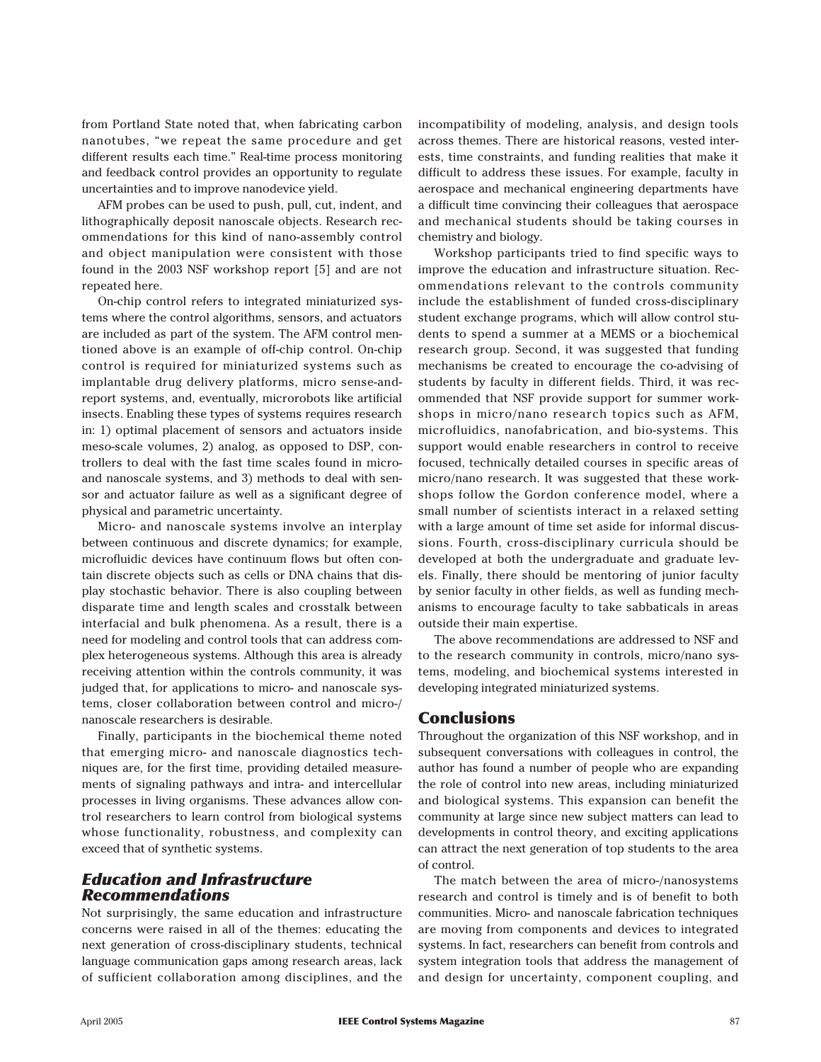from Portland State noted that, when fabricating carbon nanotubes, "we repeat the same procedure and get different results each time." Real-time process monitoring and feedback control provides an opportunity to regulate uncertainties and to improve nanodevice yield.

AFM probes can be used to push, pull, cut, indent, and lithographically deposit nanoscale objects. Research recommendations for this kind of nano-assembly control and object manipulation were consistent with those found in the 2003 NSF workshop report [5] and are not repeated here.

On-chip control refers to integrated miniaturized systems where the control algorithms, sensors, and actuators are included as part of the system. The AFM control mentioned above is an example of off-chip control. On-chip control is required for miniaturized systems such as implantable drug delivery platforms, micro sense-and-report systems, and, eventually, microrobots like artificial insects. Enabling these types of systems requires research in: 1) optimal placement of sensors and actuators inside meso-scale volumes, 2) analog, as opposed to DSP, controllers to deal with the fast time scales found in micro- and nanoscale systems, and 3) methods to deal with sensor and actuator failure as well as a significant degree of physical and parametric uncertainty.

Micro- and nanoscale systems involve an interplay between continuous and discrete dynamics; for example, microfluidic devices have continuum flows but often contain discrete objects such as cells or DNA chains that display stochastic behavior. There is also coupling between disparate time and length scales and crosstalk between interfacial and bulk phenomena. As a result, there is a need for modeling and control tools that can address complex heterogeneous systems. Although this area is already receiving attention within the controls community, it was judged that, for applications to micro- and nanoscale systems, closer collaboration between control and micro-/nanoscale researchers is desirable.

Finally, participants in the biochemical theme noted that emerging micro- and nanoscale diagnostics techniques are, for the first time, providing detailed measurements of signaling pathways and intra- and intercellular processes in living organisms. These advances allow control researchers to learn control from biological systems whose functionality, robustness, and complexity can exceed that of synthetic systems.

## *Education and Infrastructure Recommendations*

Not surprisingly, the same education and infrastructure concerns were raised in all of the themes: educating the next generation of cross-disciplinary students, technical language communication gaps among research areas, lack of sufficient collaboration among disciplines, and the incompatibility of modeling, analysis, and design tools across themes. There are historical reasons, vested interests, time constraints, and funding realities that make it difficult to address these issues. For example, faculty in aerospace and mechanical engineering departments have a difficult time convincing their colleagues that aerospace and mechanical students should be taking courses in chemistry and biology.

Workshop participants tried to find specific ways to improve the education and infrastructure situation. Recommendations relevant to the controls community include the establishment of funded cross-disciplinary student exchange programs, which will allow control students to spend a summer at a MEMS or a biochemical research group. Second, it was suggested that funding mechanisms be created to encourage the co-advising of students by faculty in different fields. Third, it was recommended that NSF provide support for summer workshops in micro/nano research topics such as AFM, microfluidics, nanofabrication, and bio-systems. This support would enable researchers in control to receive focused, technically detailed courses in specific areas of micro/nano research. It was suggested that these workshops follow the Gordon conference model, where a small number of scientists interact in a relaxed setting with a large amount of time set aside for informal discussions. Fourth, cross-disciplinary curricula should be developed at both the undergraduate and graduate levels. Finally, there should be mentoring of junior faculty by senior faculty in other fields, as well as funding mechanisms to encourage faculty to take sabbaticals in areas outside their main expertise.

The above recommendations are addressed to NSF and to the research community in controls, micro/nano systems, modeling, and biochemical systems interested in developing integrated miniaturized systems.

## Conclusions

Throughout the organization of this NSF workshop, and in subsequent conversations with colleagues in control, the author has found a number of people who are expanding the role of control into new areas, including miniaturized and biological systems. This expansion can benefit the community at large since new subject matters can lead to developments in control theory, and exciting applications can attract the next generation of top students to the area of control.

The match between the area of micro-/nanosystems research and control is timely and is of benefit to both communities. Micro- and nanoscale fabrication techniques are moving from components and devices to integrated systems. In fact, researchers can benefit from controls and system integration tools that address the management of and design for uncertainty, component coupling, and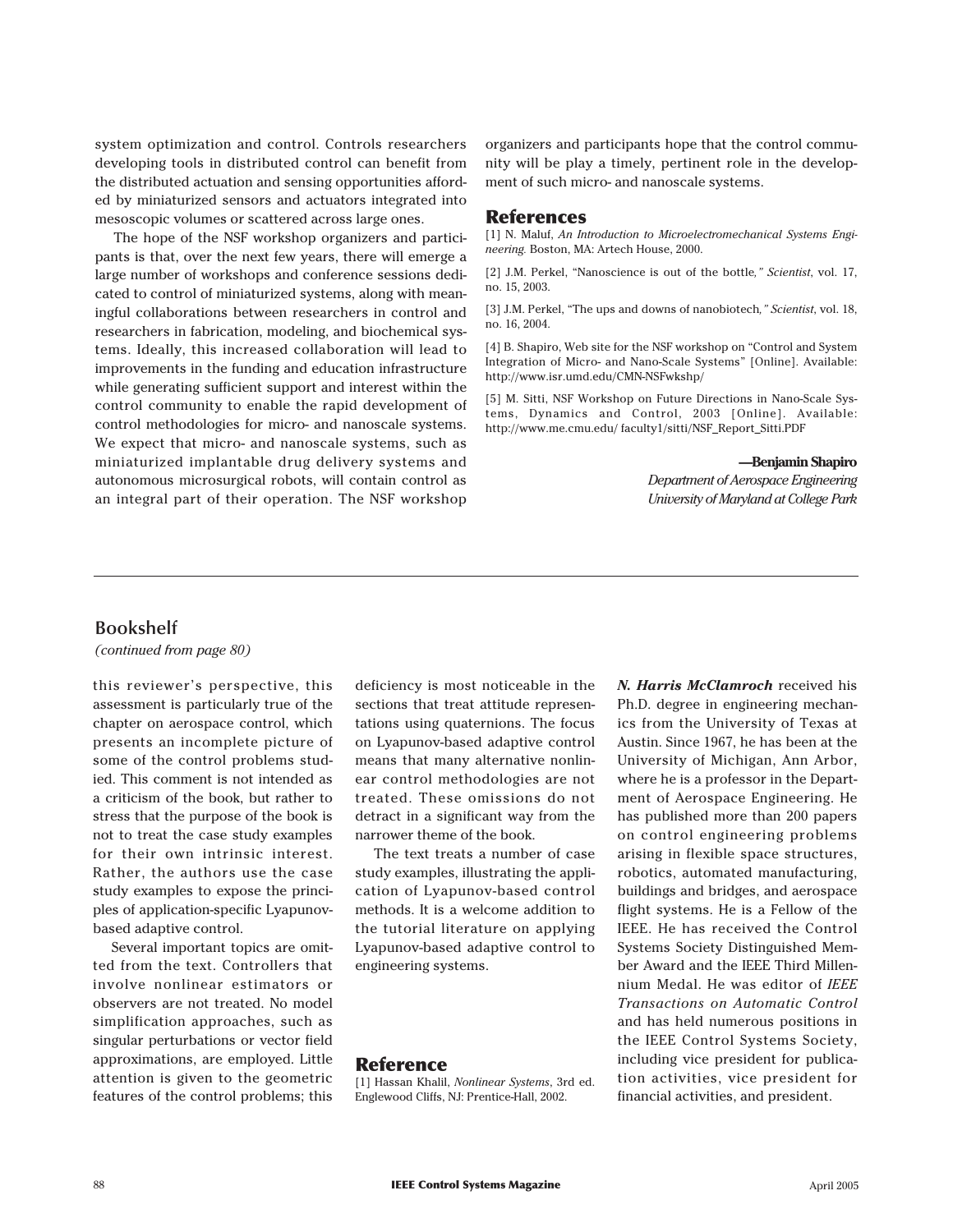system optimization and control. Controls researchers developing tools in distributed control can benefit from the distributed actuation and sensing opportunities afforded by miniaturized sensors and actuators integrated into mesoscopic volumes or scattered across large ones.

The hope of the NSF workshop organizers and participants is that, over the next few years, there will emerge a large number of workshops and conference sessions dedicated to control of miniaturized systems, along with meaningful collaborations between researchers in control and researchers in fabrication, modeling, and biochemical systems. Ideally, this increased collaboration will lead to improvements in the funding and education infrastructure while generating sufficient support and interest within the control community to enable the rapid development of control methodologies for micro- and nanoscale systems. We expect that micro- and nanoscale systems, such as miniaturized implantable drug delivery systems and autonomous microsurgical robots, will contain control as an integral part of their operation. The NSF workshop organizers and participants hope that the control community will be play a timely, pertinent role in the development of such micro- and nanoscale systems.

## References

[1] N. Maluf, *An Introduction to Microelectromechanical Systems Engineering.* Boston, MA: Artech House, 2000.

[2] J.M. Perkel, "Nanoscience is out of the bottle," *Scientist*, vol. 17, no. 15, 2003.

[3] J.M. Perkel, "The ups and downs of nanobiotech," *Scientist*, vol. 18, no. 16, 2004.

[4] B. Shapiro, Web site for the NSF workshop on "Control and System Integration of Micro- and Nano-Scale Systems" [Online]. Available: http://www.isr.umd.edu/CMN-NSFwkshp/

[5] M. Sitti, NSF Workshop on Future Directions in Nano-Scale Systems, Dynamics and Control, 2003 [Online]. Available: http://www.me.cmu.edu/ faculty1/sitti/NSF_Report_Sitti.PDF

**—Benjamin Shapiro**
*Department of Aerospace Engineering*
*University of Maryland at College Park*

---

## Bookshelf

*(continued from page 80)*

this reviewer's perspective, this assessment is particularly true of the chapter on aerospace control, which presents an incomplete picture of some of the control problems studied. This comment is not intended as a criticism of the book, but rather to stress that the purpose of the book is not to treat the case study examples for their own intrinsic interest. Rather, the authors use the case study examples to expose the principles of application-specific Lyapunov-based adaptive control.

Several important topics are omitted from the text. Controllers that involve nonlinear estimators or observers are not treated. No model simplification approaches, such as singular perturbations or vector field approximations, are employed. Little attention is given to the geometric features of the control problems; this deficiency is most noticeable in the sections that treat attitude representations using quaternions. The focus on Lyapunov-based adaptive control means that many alternative nonlinear control methodologies are not treated. These omissions do not detract in a significant way from the narrower theme of the book.

The text treats a number of case study examples, illustrating the application of Lyapunov-based control methods. It is a welcome addition to the tutorial literature on applying Lyapunov-based adaptive control to engineering systems.

## Reference

[1] Hassan Khalil, *Nonlinear Systems*, 3rd ed. Englewood Cliffs, NJ: Prentice-Hall, 2002.

***N. Harris McClamroch*** received his Ph.D. degree in engineering mechanics from the University of Texas at Austin. Since 1967, he has been at the University of Michigan, Ann Arbor, where he is a professor in the Department of Aerospace Engineering. He has published more than 200 papers on control engineering problems arising in flexible space structures, robotics, automated manufacturing, buildings and bridges, and aerospace flight systems. He is a Fellow of the IEEE. He has received the Control Systems Society Distinguished Member Award and the IEEE Third Millennium Medal. He was editor of *IEEE Transactions on Automatic Control* and has held numerous positions in the IEEE Control Systems Society, including vice president for publication activities, vice president for financial activities, and president.